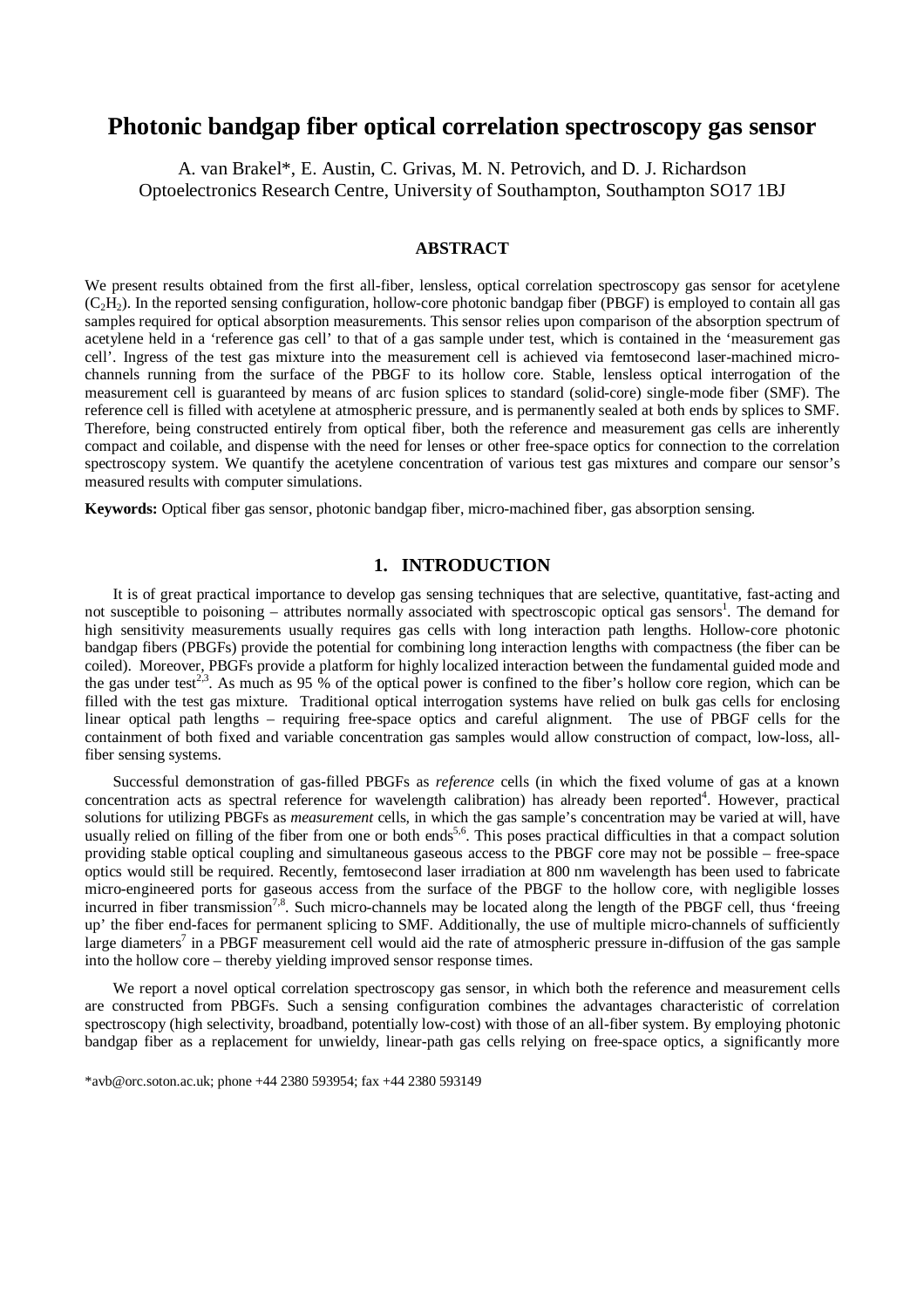# Photonic bandgap fiber optical correlation spectroscopy gas sensor

A. van Brakel*, E. Austin, C. Grivas, M. N. Petrovich, and D. J. Richardson
Optoelectronics Research Centre, University of Southampton, Southampton SO17 1BJ

## ABSTRACT

We present results obtained from the first all-fiber, lensless, optical correlation spectroscopy gas sensor for acetylene ($C_2H_2$). In the reported sensing configuration, hollow-core photonic bandgap fiber (PBGF) is employed to contain all gas samples required for optical absorption measurements. This sensor relies upon comparison of the absorption spectrum of acetylene held in a 'reference gas cell' to that of a gas sample under test, which is contained in the 'measurement gas cell'. Ingress of the test gas mixture into the measurement cell is achieved via femtosecond laser-machined micro-channels running from the surface of the PBGF to its hollow core. Stable, lensless optical interrogation of the measurement cell is guaranteed by means of arc fusion splices to standard (solid-core) single-mode fiber (SMF). The reference cell is filled with acetylene at atmospheric pressure, and is permanently sealed at both ends by splices to SMF. Therefore, being constructed entirely from optical fiber, both the reference and measurement gas cells are inherently compact and coilable, and dispense with the need for lenses or other free-space optics for connection to the correlation spectroscopy system. We quantify the acetylene concentration of various test gas mixtures and compare our sensor's measured results with computer simulations.

**Keywords:** Optical fiber gas sensor, photonic bandgap fiber, micro-machined fiber, gas absorption sensing.

## 1. INTRODUCTION

It is of great practical importance to develop gas sensing techniques that are selective, quantitative, fast-acting and not susceptible to poisoning – attributes normally associated with spectroscopic optical gas sensors[1]. The demand for high sensitivity measurements usually requires gas cells with long interaction path lengths. Hollow-core photonic bandgap fibers (PBGFs) provide the potential for combining long interaction lengths with compactness (the fiber can be coiled). Moreover, PBGFs provide a platform for highly localized interaction between the fundamental guided mode and the gas under test[2,3]. As much as 95 % of the optical power is confined to the fiber's hollow core region, which can be filled with the test gas mixture. Traditional optical interrogation systems have relied on bulk gas cells for enclosing linear optical path lengths – requiring free-space optics and careful alignment. The use of PBGF cells for the containment of both fixed and variable concentration gas samples would allow construction of compact, low-loss, all-fiber sensing systems.

Successful demonstration of gas-filled PBGFs as *reference* cells (in which the fixed volume of gas at a known concentration acts as spectral reference for wavelength calibration) has already been reported[4]. However, practical solutions for utilizing PBGFs as *measurement* cells, in which the gas sample's concentration may be varied at will, have usually relied on filling of the fiber from one or both ends[5,6]. This poses practical difficulties in that a compact solution providing stable optical coupling and simultaneous gaseous access to the PBGF core may not be possible – free-space optics would still be required. Recently, femtosecond laser irradiation at 800 nm wavelength has been used to fabricate micro-engineered ports for gaseous access from the surface of the PBGF to the hollow core, with negligible losses incurred in fiber transmission[7,8]. Such micro-channels may be located along the length of the PBGF cell, thus 'freeing up' the fiber end-faces for permanent splicing to SMF. Additionally, the use of multiple micro-channels of sufficiently large diameters[7] in a PBGF measurement cell would aid the rate of atmospheric pressure in-diffusion of the gas sample into the hollow core – thereby yielding improved sensor response times.

We report a novel optical correlation spectroscopy gas sensor, in which both the reference and measurement cells are constructed from PBGFs. Such a sensing configuration combines the advantages characteristic of correlation spectroscopy (high selectivity, broadband, potentially low-cost) with those of an all-fiber system. By employing photonic bandgap fiber as a replacement for unwieldy, linear-path gas cells relying on free-space optics, a significantly more

*avb@orc.soton.ac.uk; phone +44 2380 593954; fax +44 2380 593149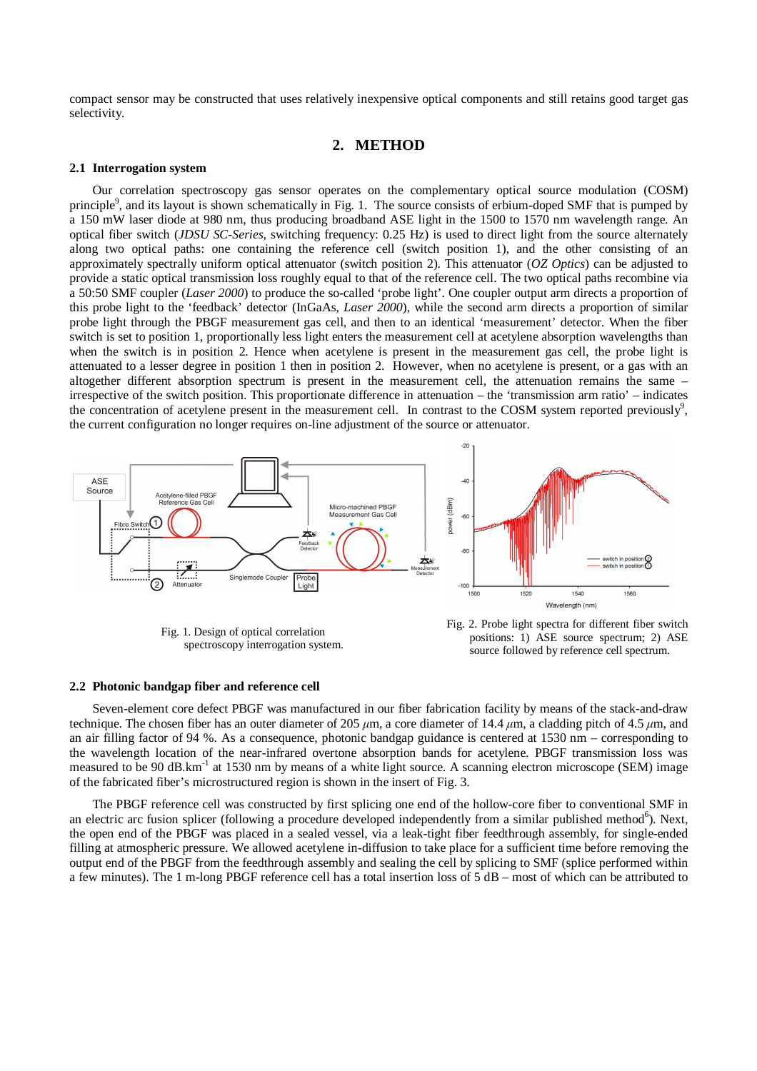compact sensor may be constructed that uses relatively inexpensive optical components and still retains good target gas selectivity.

# 2. METHOD

## 2.1 Interrogation system

Our correlation spectroscopy gas sensor operates on the complementary optical source modulation (COSM) principle[9], and its layout is shown schematically in Fig. 1. The source consists of erbium-doped SMF that is pumped by a 150 mW laser diode at 980 nm, thus producing broadband ASE light in the 1500 to 1570 nm wavelength range. An optical fiber switch (*JDSU SC-Series*, switching frequency: 0.25 Hz) is used to direct light from the source alternately along two optical paths: one containing the reference cell (switch position 1), and the other consisting of an approximately spectrally uniform optical attenuator (switch position 2). This attenuator (*OZ Optics*) can be adjusted to provide a static optical transmission loss roughly equal to that of the reference cell. The two optical paths recombine via a 50:50 SMF coupler (*Laser 2000*) to produce the so-called 'probe light'. One coupler output arm directs a proportion of this probe light to the 'feedback' detector (InGaAs, *Laser 2000*), while the second arm directs a proportion of similar probe light through the PBGF measurement gas cell, and then to an identical 'measurement' detector. When the fiber switch is set to position 1, proportionally less light enters the measurement cell at acetylene absorption wavelengths than when the switch is in position 2. Hence when acetylene is present in the measurement gas cell, the probe light is attenuated to a lesser degree in position 1 then in position 2. However, when no acetylene is present, or a gas with an altogether different absorption spectrum is present in the measurement cell, the attenuation remains the same – irrespective of the switch position. This proportionate difference in attenuation – the 'transmission arm ratio' – indicates the concentration of acetylene present in the measurement cell. In contrast to the COSM system reported previously[9], the current configuration no longer requires on-line adjustment of the source or attenuator.

ASE Source
Acetylene-filled PBGF Reference Gas Cell
Fibre Switch 1
2 Attenuator
Singlemode Coupler
Probe Light
Feedback Detector
Micro-machined PBGF Measurement Gas Cell
Measurement Detector

Fig. 1. Design of optical correlation spectroscopy interrogation system.

-20
-40
-60
-80
-100
power (dBm)
1500
1520
1540
1560
Wavelength (nm)
switch in position 2
switch in position 1

Fig. 2. Probe light spectra for different fiber switch positions: 1) ASE source spectrum; 2) ASE source followed by reference cell spectrum.

## 2.2 Photonic bandgap fiber and reference cell

Seven-element core defect PBGF was manufactured in our fiber fabrication facility by means of the stack-and-draw technique. The chosen fiber has an outer diameter of 205 $\mu$m, a core diameter of 14.4 $\mu$m, a cladding pitch of 4.5 $\mu$m, and an air filling factor of 94 %. As a consequence, photonic bandgap guidance is centered at 1530 nm – corresponding to the wavelength location of the near-infrared overtone absorption bands for acetylene. PBGF transmission loss was measured to be 90 dB.km$^{-1}$ at 1530 nm by means of a white light source. A scanning electron microscope (SEM) image of the fabricated fiber's microstructured region is shown in the insert of Fig. 3.

The PBGF reference cell was constructed by first splicing one end of the hollow-core fiber to conventional SMF in an electric arc fusion splicer (following a procedure developed independently from a similar published method[6]). Next, the open end of the PBGF was placed in a sealed vessel, via a leak-tight fiber feedthrough assembly, for single-ended filling at atmospheric pressure. We allowed acetylene in-diffusion to take place for a sufficient time before removing the output end of the PBGF from the feedthrough assembly and sealing the cell by splicing to SMF (splice performed within a few minutes). The 1 m-long PBGF reference cell has a total insertion loss of 5 dB – most of which can be attributed to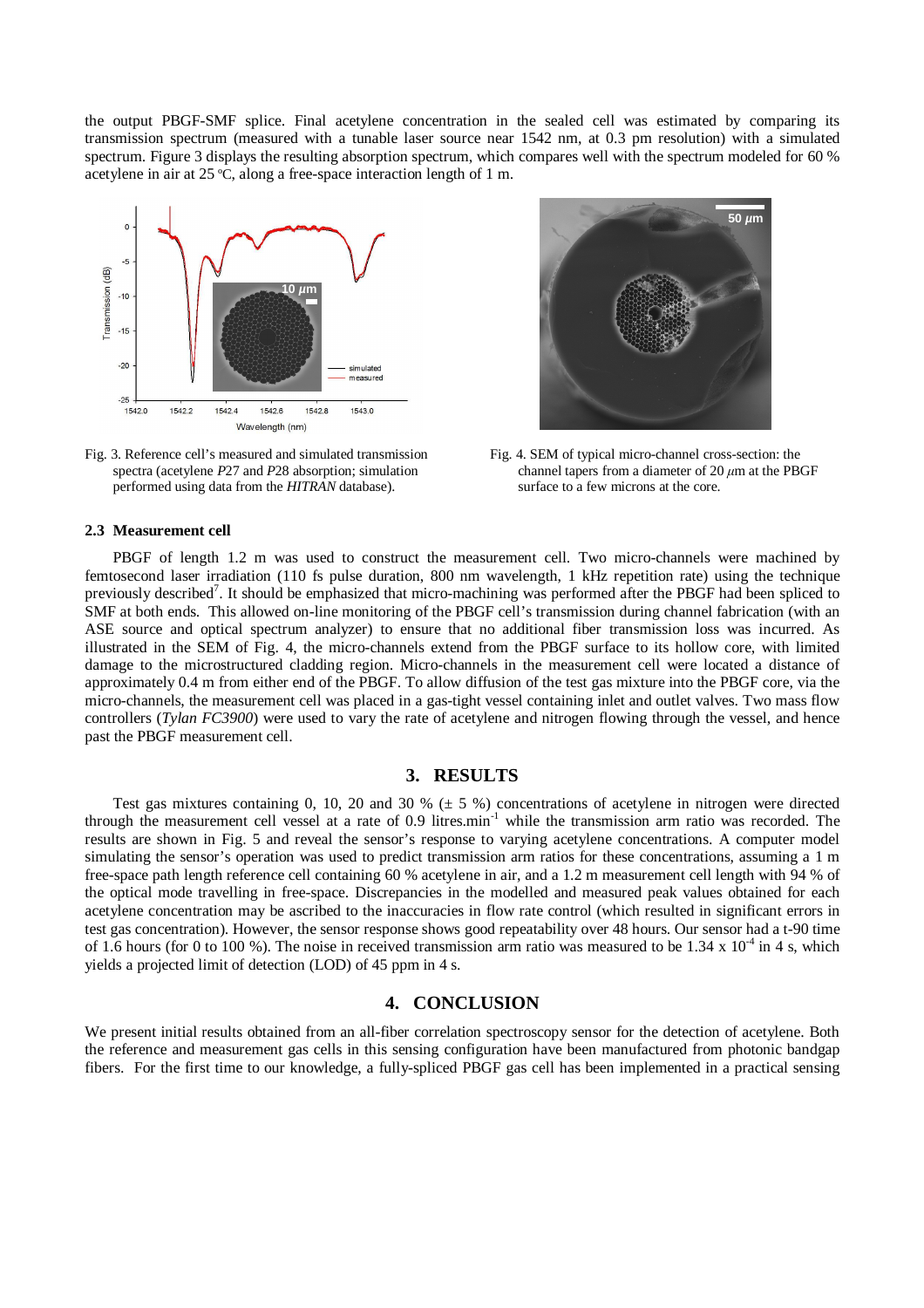the output PBGF-SMF splice. Final acetylene concentration in the sealed cell was estimated by comparing its transmission spectrum (measured with a tunable laser source near 1542 nm, at 0.3 pm resolution) with a simulated spectrum. Figure 3 displays the resulting absorption spectrum, which compares well with the spectrum modeled for 60 % acetylene in air at 25 °C, along a free-space interaction length of 1 m.

Transmission (dB)
0
-5
-10
-15
-20
-25
1542.0 1542.2 1542.4 1542.6 1542.8 1543.0
Wavelength (nm)
10 $\mu$m
simulated
measured

Fig. 3. Reference cell's measured and simulated transmission spectra (acetylene *P*27 and *P*28 absorption; simulation performed using data from the *HITRAN* database).

50 $\mu$m

Fig. 4. SEM of typical micro-channel cross-section: the channel tapers from a diameter of 20 $\mu$m at the PBGF surface to a few microns at the core.

### 2.3 Measurement cell

PBGF of length 1.2 m was used to construct the measurement cell. Two micro-channels were machined by femtosecond laser irradiation (110 fs pulse duration, 800 nm wavelength, 1 kHz repetition rate) using the technique previously described[7]. It should be emphasized that micro-machining was performed after the PBGF had been spliced to SMF at both ends. This allowed on-line monitoring of the PBGF cell's transmission during channel fabrication (with an ASE source and optical spectrum analyzer) to ensure that no additional fiber transmission loss was incurred. As illustrated in the SEM of Fig. 4, the micro-channels extend from the PBGF surface to its hollow core, with limited damage to the microstructured cladding region. Micro-channels in the measurement cell were located a distance of approximately 0.4 m from either end of the PBGF. To allow diffusion of the test gas mixture into the PBGF core, via the micro-channels, the measurement cell was placed in a gas-tight vessel containing inlet and outlet valves. Two mass flow controllers (*Tylan FC3900*) were used to vary the rate of acetylene and nitrogen flowing through the vessel, and hence past the PBGF measurement cell.

## 3. RESULTS

Test gas mixtures containing 0, 10, 20 and 30 % (± 5 %) concentrations of acetylene in nitrogen were directed through the measurement cell vessel at a rate of 0.9 litres.min$^{-1}$ while the transmission arm ratio was recorded. The results are shown in Fig. 5 and reveal the sensor's response to varying acetylene concentrations. A computer model simulating the sensor's operation was used to predict transmission arm ratios for these concentrations, assuming a 1 m free-space path length reference cell containing 60 % acetylene in air, and a 1.2 m measurement cell length with 94 % of the optical mode travelling in free-space. Discrepancies in the modelled and measured peak values obtained for each acetylene concentration may be ascribed to the inaccuracies in flow rate control (which resulted in significant errors in test gas concentration). However, the sensor response shows good repeatability over 48 hours. Our sensor had a t-90 time of 1.6 hours (for 0 to 100 %). The noise in received transmission arm ratio was measured to be 1.34 x $10^{-4}$ in 4 s, which yields a projected limit of detection (LOD) of 45 ppm in 4 s.

## 4. CONCLUSION

We present initial results obtained from an all-fiber correlation spectroscopy sensor for the detection of acetylene. Both the reference and measurement gas cells in this sensing configuration have been manufactured from photonic bandgap fibers. For the first time to our knowledge, a fully-spliced PBGF gas cell has been implemented in a practical sensing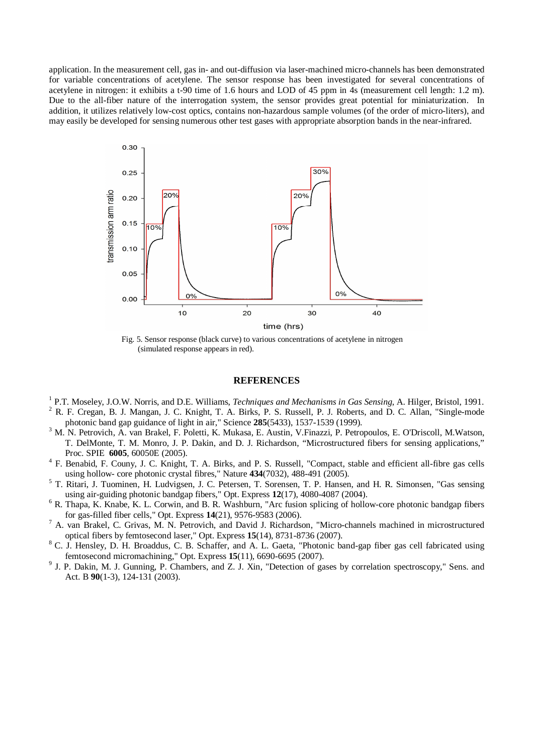application. In the measurement cell, gas in- and out-diffusion via laser-machined micro-channels has been demonstrated for variable concentrations of acetylene. The sensor response has been investigated for several concentrations of acetylene in nitrogen: it exhibits a t-90 time of 1.6 hours and LOD of 45 ppm in 4s (measurement cell length: 1.2 m). Due to the all-fiber nature of the interrogation system, the sensor provides great potential for miniaturization. In addition, it utilizes relatively low-cost optics, contains non-hazardous sample volumes (of the order of micro-liters), and may easily be developed for sensing numerous other test gases with appropriate absorption bands in the near-infrared.

transmission arm ratio

0.30
0.25
0.20
0.15
0.10
0.05
0.00

10%
20%
0%
10%
20%
30%
0%

10
20
30
40

time (hrs)

Fig. 5. Sensor response (black curve) to various concentrations of acetylene in nitrogen (simulated response appears in red).

## REFERENCES

[1] P.T. Moseley, J.O.W. Norris, and D.E. Williams, *Techniques and Mechanisms in Gas Sensing*, A. Hilger, Bristol, 1991.

[2] R. F. Cregan, B. J. Mangan, J. C. Knight, T. A. Birks, P. S. Russell, P. J. Roberts, and D. C. Allan, "Single-mode photonic band gap guidance of light in air," Science **285**(5433), 1537-1539 (1999).

[3] M. N. Petrovich, A. van Brakel, F. Poletti, K. Mukasa, E. Austin, V.Finazzi, P. Petropoulos, E. O'Driscoll, M.Watson, T. DelMonte, T. M. Monro, J. P. Dakin, and D. J. Richardson, "Microstructured fibers for sensing applications," Proc. SPIE **6005**, 60050E (2005).

[4] F. Benabid, F. Couny, J. C. Knight, T. A. Birks, and P. S. Russell, "Compact, stable and efficient all-fibre gas cells using hollow- core photonic crystal fibres," Nature **434**(7032), 488-491 (2005).

[5] T. Ritari, J. Tuominen, H. Ludvigsen, J. C. Petersen, T. Sorensen, T. P. Hansen, and H. R. Simonsen, "Gas sensing using air-guiding photonic bandgap fibers," Opt. Express **12**(17), 4080-4087 (2004).

[6] R. Thapa, K. Knabe, K. L. Corwin, and B. R. Washburn, "Arc fusion splicing of hollow-core photonic bandgap fibers for gas-filled fiber cells," Opt. Express **14**(21), 9576-9583 (2006).

[7] A. van Brakel, C. Grivas, M. N. Petrovich, and David J. Richardson, "Micro-channels machined in microstructured optical fibers by femtosecond laser," Opt. Express **15**(14), 8731-8736 (2007).

[8] C. J. Hensley, D. H. Broaddus, C. B. Schaffer, and A. L. Gaeta, "Photonic band-gap fiber gas cell fabricated using femtosecond micromachining," Opt. Express **15**(11), 6690-6695 (2007).

[9] J. P. Dakin, M. J. Gunning, P. Chambers, and Z. J. Xin, "Detection of gases by correlation spectroscopy," Sens. and Act. B **90**(1-3), 124-131 (2003).